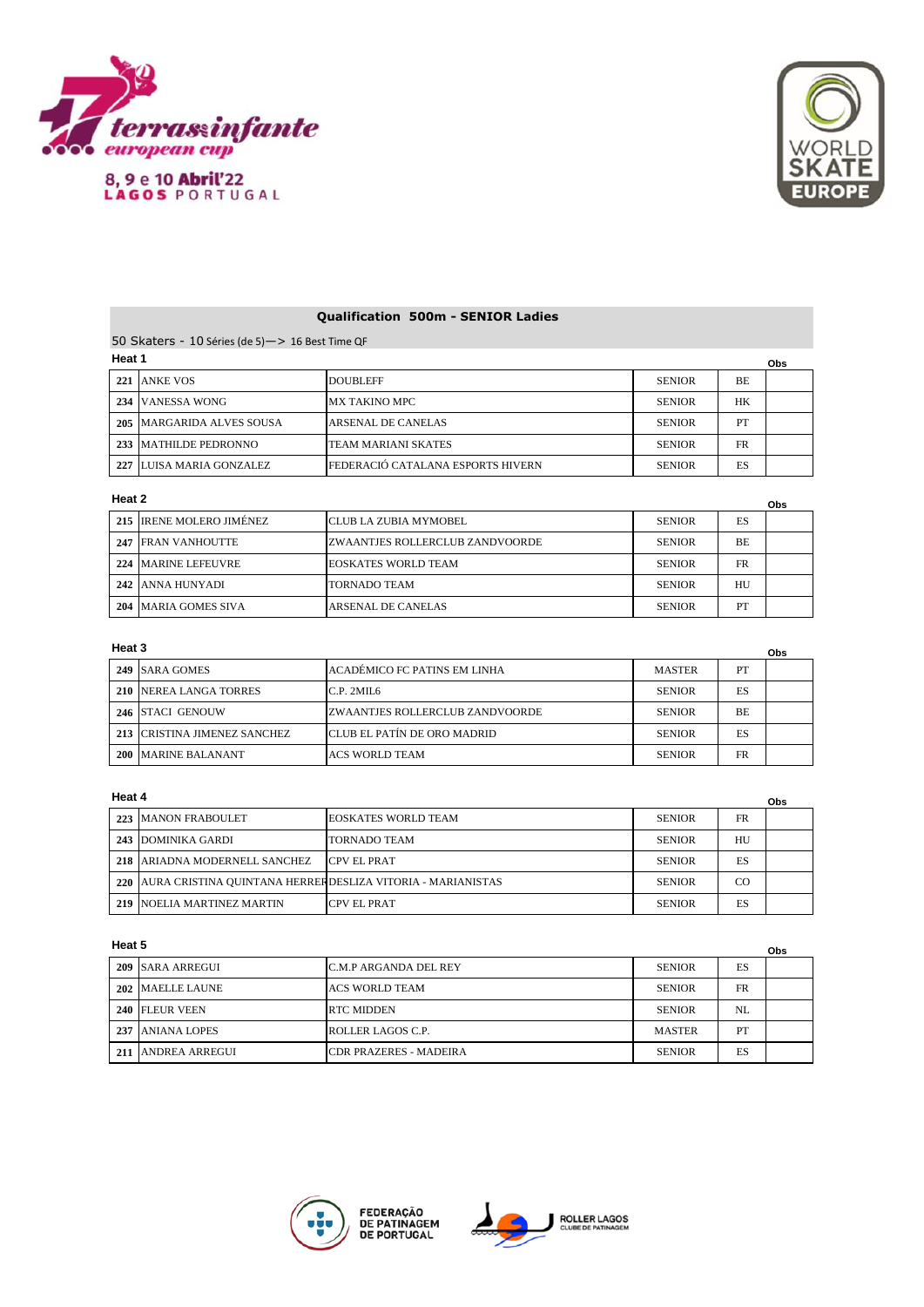terras infante european cup

8, 9 e 10 Abril'22
LAGOS PORTUGAL

WORLD SKATE EUROPE

## Qualification 500m - SENIOR Ladies

50 Skaters - 10 Séries (de 5)—> 16 Best Time QF

### Heat 1

| | | | | | Obs |
|---|---|---|---|---|---|
| 221 | ANKE VOS | DOUBLEFF | SENIOR | BE | |
| 234 | VANESSA WONG | MX TAKINO MPC | SENIOR | HK | |
| 205 | MARGARIDA ALVES SOUSA | ARSENAL DE CANELAS | SENIOR | PT | |
| 233 | MATHILDE PEDRONNO | TEAM MARIANI SKATES | SENIOR | FR | |
| 227 | LUISA MARIA GONZALEZ | FEDERACIÓ CATALANA ESPORTS HIVERN | SENIOR | ES | |

### Heat 2

| | | | | | Obs |
|---|---|---|---|---|---|
| 215 | IRENE MOLERO JIMÉNEZ | CLUB LA ZUBIA MYMOBEL | SENIOR | ES | |
| 247 | FRAN VANHOUTTE | ZWAANTJES ROLLERCLUB ZANDVOORDE | SENIOR | BE | |
| 224 | MARINE LEFEUVRE | EOSKATES WORLD TEAM | SENIOR | FR | |
| 242 | ANNA HUNYADI | TORNADO TEAM | SENIOR | HU | |
| 204 | MARIA GOMES SIVA | ARSENAL DE CANELAS | SENIOR | PT | |

### Heat 3

| | | | | | Obs |
|---|---|---|---|---|---|
| 249 | SARA GOMES | ACADÉMICO FC PATINS EM LINHA | MASTER | PT | |
| 210 | NEREA LANGA TORRES | C.P. 2MIL6 | SENIOR | ES | |
| 246 | STACI GENOUW | ZWAANTJES ROLLERCLUB ZANDVOORDE | SENIOR | BE | |
| 213 | CRISTINA JIMENEZ SANCHEZ | CLUB EL PATÍN DE ORO MADRID | SENIOR | ES | |
| 200 | MARINE BALANANT | ACS WORLD TEAM | SENIOR | FR | |

### Heat 4

| | | | | | Obs |
|---|---|---|---|---|---|
| 223 | MANON FRABOULET | EOSKATES WORLD TEAM | SENIOR | FR | |
| 243 | DOMINIKA GARDI | TORNADO TEAM | SENIOR | HU | |
| 218 | ARIADNA MODERNELL SANCHEZ | CPV EL PRAT | SENIOR | ES | |
| 220 | AURA CRISTINA QUINTANA HERRER | DESLIZA VITORIA - MARIANISTAS | SENIOR | CO | |
| 219 | NOELIA MARTINEZ MARTIN | CPV EL PRAT | SENIOR | ES | |

### Heat 5

| | | | | | Obs |
|---|---|---|---|---|---|
| 209 | SARA ARREGUI | C.M.P ARGANDA DEL REY | SENIOR | ES | |
| 202 | MAELLE LAUNE | ACS WORLD TEAM | SENIOR | FR | |
| 240 | FLEUR VEEN | RTC MIDDEN | SENIOR | NL | |
| 237 | ANIANA LOPES | ROLLER LAGOS C.P. | MASTER | PT | |
| 211 | ANDREA ARREGUI | CDR PRAZERES - MADEIRA | SENIOR | ES | |

FEDERAÇÃO DE PATINAGEM DE PORTUGAL

ROLLER LAGOS CLUBE DE PATINAGEM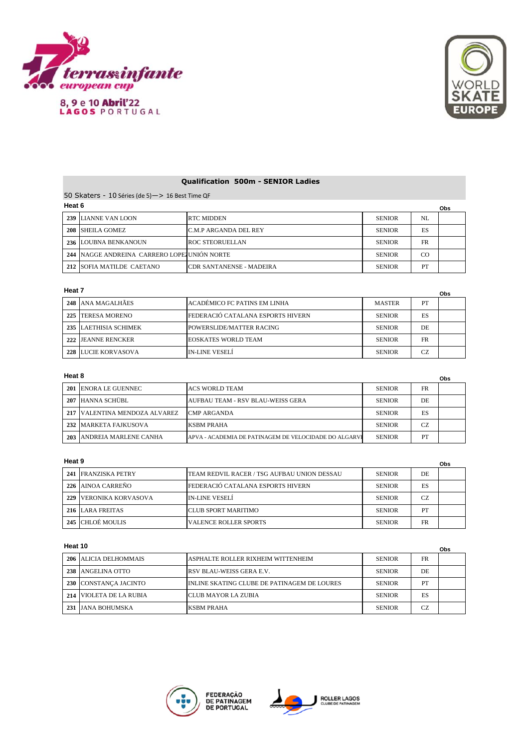terras infante european cup

8, 9 e 10 Abril'22
LAGOS PORTUGAL

WORLD SKATE EUROPE

## Qualification 500m - SENIOR Ladies

50 Skaters - 10 Séries (de 5)—> 16 Best Time QF

### Heat 6

| | | | | | Obs |
|---|---|---|---|---|---|
| 239 | LIANNE VAN LOON | RTC MIDDEN | SENIOR | NL | |
| 208 | SHEILA GOMEZ | C.M.P ARGANDA DEL REY | SENIOR | ES | |
| 236 | LOUBNA BENKANOUN | ROC STEORUELLAN | SENIOR | FR | |
| 244 | NAGGE ANDREINA CARRERO LOPEZ | UNIÓN NORTE | SENIOR | CO | |
| 212 | SOFIA MATILDE CAETANO | CDR SANTANENSE - MADEIRA | SENIOR | PT | |

### Heat 7

| | | | | | Obs |
|---|---|---|---|---|---|
| 248 | ANA MAGALHÃES | ACADÉMICO FC PATINS EM LINHA | MASTER | PT | |
| 225 | TERESA MORENO | FEDERACIÓ CATALANA ESPORTS HIVERN | SENIOR | ES | |
| 235 | LAETHISIA SCHIMEK | POWERSLIDE/MATTER RACING | SENIOR | DE | |
| 222 | JEANNE RENCKER | EOSKATES WORLD TEAM | SENIOR | FR | |
| 228 | LUCIE KORVASOVA | IN-LINE VESELÍ | SENIOR | CZ | |

### Heat 8

| | | | | | Obs |
|---|---|---|---|---|---|
| 201 | ENORA LE GUENNEC | ACS WORLD TEAM | SENIOR | FR | |
| 207 | HANNA SCHÜBL | AUFBAU TEAM - RSV BLAU-WEISS GERA | SENIOR | DE | |
| 217 | VALENTINA MENDOZA ALVAREZ | CMP ARGANDA | SENIOR | ES | |
| 232 | MARKETA FAJKUSOVA | KSBM PRAHA | SENIOR | CZ | |
| 203 | ANDREIA MARLENE CANHA | APVA - ACADEMIA DE PATINAGEM DE VELOCIDADE DO ALGARVE | SENIOR | PT | |

### Heat 9

| | | | | | Obs |
|---|---|---|---|---|---|
| 241 | FRANZISKA PETRY | TEAM REDVIL RACER / TSG AUFBAU UNION DESSAU | SENIOR | DE | |
| 226 | AINOA CARREÑO | FEDERACIÓ CATALANA ESPORTS HIVERN | SENIOR | ES | |
| 229 | VERONIKA KORVASOVA | IN-LINE VESELÍ | SENIOR | CZ | |
| 216 | LARA FREITAS | CLUB SPORT MARITIMO | SENIOR | PT | |
| 245 | CHLOÉ MOULIS | VALENCE ROLLER SPORTS | SENIOR | FR | |

### Heat 10

| | | | | | Obs |
|---|---|---|---|---|---|
| 206 | ALICIA DELHOMMAIS | ASPHALTE ROLLER RIXHEIM WITTENHEIM | SENIOR | FR | |
| 238 | ANGELINA OTTO | RSV BLAU-WEISS GERA E.V. | SENIOR | DE | |
| 230 | CONSTANÇA JACINTO | INLINE SKATING CLUBE DE PATINAGEM DE LOURES | SENIOR | PT | |
| 214 | VIOLETA DE LA RUBIA | CLUB MAYOR LA ZUBIA | SENIOR | ES | |
| 231 | JANA BOHUMSKA | KSBM PRAHA | SENIOR | CZ | |

FEDERAÇÃO DE PATINAGEM DE PORTUGAL

ROLLER LAGOS CLUBE DE PATINAGEM